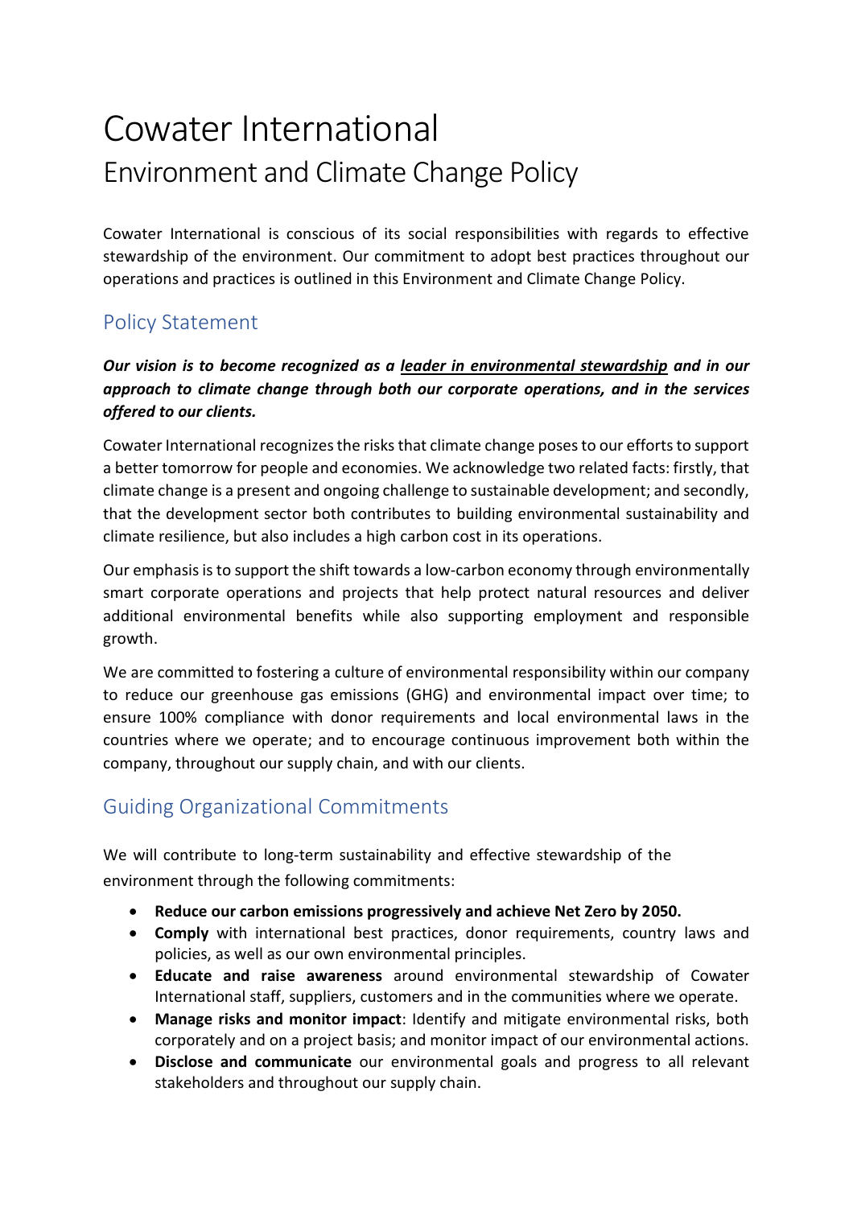# Cowater International

## Environment and Climate Change Policy

Cowater International is conscious of its social responsibilities with regards to effective stewardship of the environment. Our commitment to adopt best practices throughout our operations and practices is outlined in this Environment and Climate Change Policy.

## Policy Statement

***Our vision is to become recognized as a <u>leader in environmental stewardship</u> and in our approach to climate change through both our corporate operations, and in the services offered to our clients.***

Cowater International recognizes the risks that climate change poses to our efforts to support a better tomorrow for people and economies. We acknowledge two related facts: firstly, that climate change is a present and ongoing challenge to sustainable development; and secondly, that the development sector both contributes to building environmental sustainability and climate resilience, but also includes a high carbon cost in its operations.

Our emphasis is to support the shift towards a low-carbon economy through environmentally smart corporate operations and projects that help protect natural resources and deliver additional environmental benefits while also supporting employment and responsible growth.

We are committed to fostering a culture of environmental responsibility within our company to reduce our greenhouse gas emissions (GHG) and environmental impact over time; to ensure 100% compliance with donor requirements and local environmental laws in the countries where we operate; and to encourage continuous improvement both within the company, throughout our supply chain, and with our clients.

## Guiding Organizational Commitments

We will contribute to long-term sustainability and effective stewardship of the environment through the following commitments:

- **Reduce our carbon emissions progressively and achieve Net Zero by 2050.**
- **Comply** with international best practices, donor requirements, country laws and policies, as well as our own environmental principles.
- **Educate and raise awareness** around environmental stewardship of Cowater International staff, suppliers, customers and in the communities where we operate.
- **Manage risks and monitor impact**: Identify and mitigate environmental risks, both corporately and on a project basis; and monitor impact of our environmental actions.
- **Disclose and communicate** our environmental goals and progress to all relevant stakeholders and throughout our supply chain.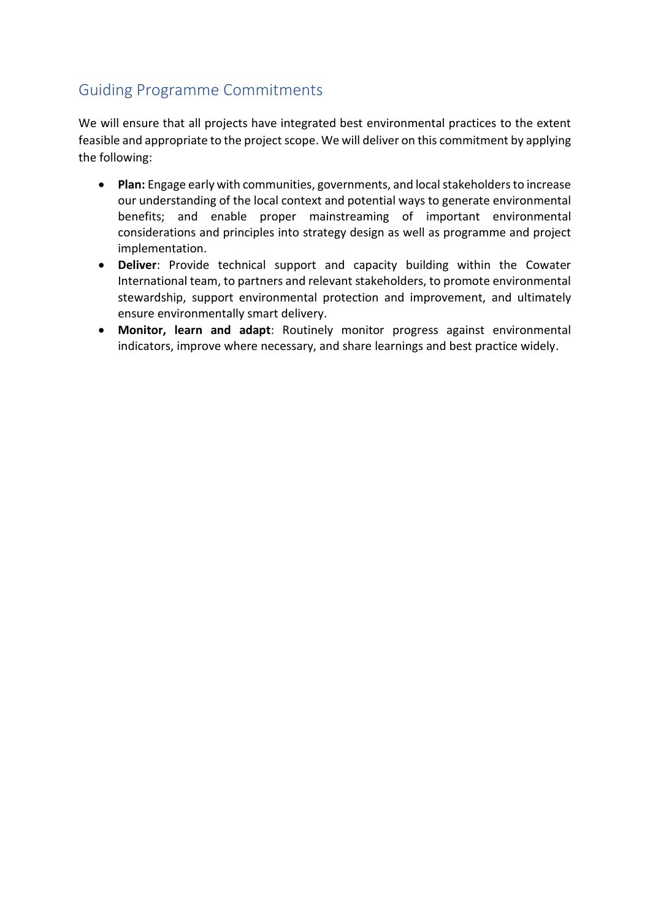## Guiding Programme Commitments

We will ensure that all projects have integrated best environmental practices to the extent feasible and appropriate to the project scope. We will deliver on this commitment by applying the following:

- **Plan:** Engage early with communities, governments, and local stakeholders to increase our understanding of the local context and potential ways to generate environmental benefits; and enable proper mainstreaming of important environmental considerations and principles into strategy design as well as programme and project implementation.
- **Deliver**: Provide technical support and capacity building within the Cowater International team, to partners and relevant stakeholders, to promote environmental stewardship, support environmental protection and improvement, and ultimately ensure environmentally smart delivery.
- **Monitor, learn and adapt**: Routinely monitor progress against environmental indicators, improve where necessary, and share learnings and best practice widely.